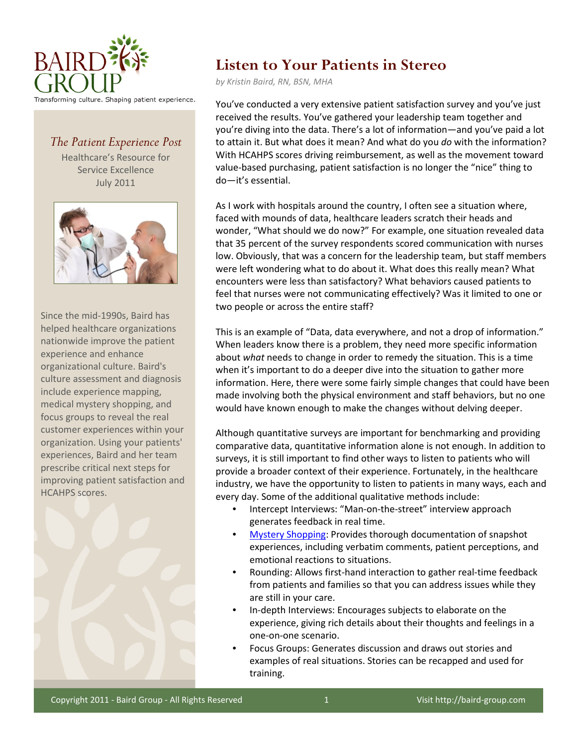BAIRD GROUP

Transforming culture. Shaping patient experience.

*The Patient Experience Post*

Healthcare's Resource for Service Excellence

July 2011

Since the mid-1990s, Baird has helped healthcare organizations nationwide improve the patient experience and enhance organizational culture. Baird's culture assessment and diagnosis include experience mapping, medical mystery shopping, and focus groups to reveal the real customer experiences within your organization. Using your patients' experiences, Baird and her team prescribe critical next steps for improving patient satisfaction and HCAHPS scores.

# Listen to Your Patients in Stereo

*by Kristin Baird, RN, BSN, MHA*

You've conducted a very extensive patient satisfaction survey and you've just received the results. You've gathered your leadership team together and you're diving into the data. There's a lot of information—and you've paid a lot to attain it. But what does it mean? And what do you *do* with the information? With HCAHPS scores driving reimbursement, as well as the movement toward value-based purchasing, patient satisfaction is no longer the "nice" thing to do—it's essential.

As I work with hospitals around the country, I often see a situation where, faced with mounds of data, healthcare leaders scratch their heads and wonder, "What should we do now?" For example, one situation revealed data that 35 percent of the survey respondents scored communication with nurses low. Obviously, that was a concern for the leadership team, but staff members were left wondering what to do about it. What does this really mean? What encounters were less than satisfactory? What behaviors caused patients to feel that nurses were not communicating effectively? Was it limited to one or two people or across the entire staff?

This is an example of "Data, data everywhere, and not a drop of information." When leaders know there is a problem, they need more specific information about *what* needs to change in order to remedy the situation. This is a time when it's important to do a deeper dive into the situation to gather more information. Here, there were some fairly simple changes that could have been made involving both the physical environment and staff behaviors, but no one would have known enough to make the changes without delving deeper.

Although quantitative surveys are important for benchmarking and providing comparative data, quantitative information alone is not enough. In addition to surveys, it is still important to find other ways to listen to patients who will provide a broader context of their experience. Fortunately, in the healthcare industry, we have the opportunity to listen to patients in many ways, each and every day. Some of the additional qualitative methods include:

- Intercept Interviews: "Man-on-the-street" interview approach generates feedback in real time.
- Mystery Shopping: Provides thorough documentation of snapshot experiences, including verbatim comments, patient perceptions, and emotional reactions to situations.
- Rounding: Allows first-hand interaction to gather real-time feedback from patients and families so that you can address issues while they are still in your care.
- In-depth Interviews: Encourages subjects to elaborate on the experience, giving rich details about their thoughts and feelings in a one-on-one scenario.
- Focus Groups: Generates discussion and draws out stories and examples of real situations. Stories can be recapped and used for training.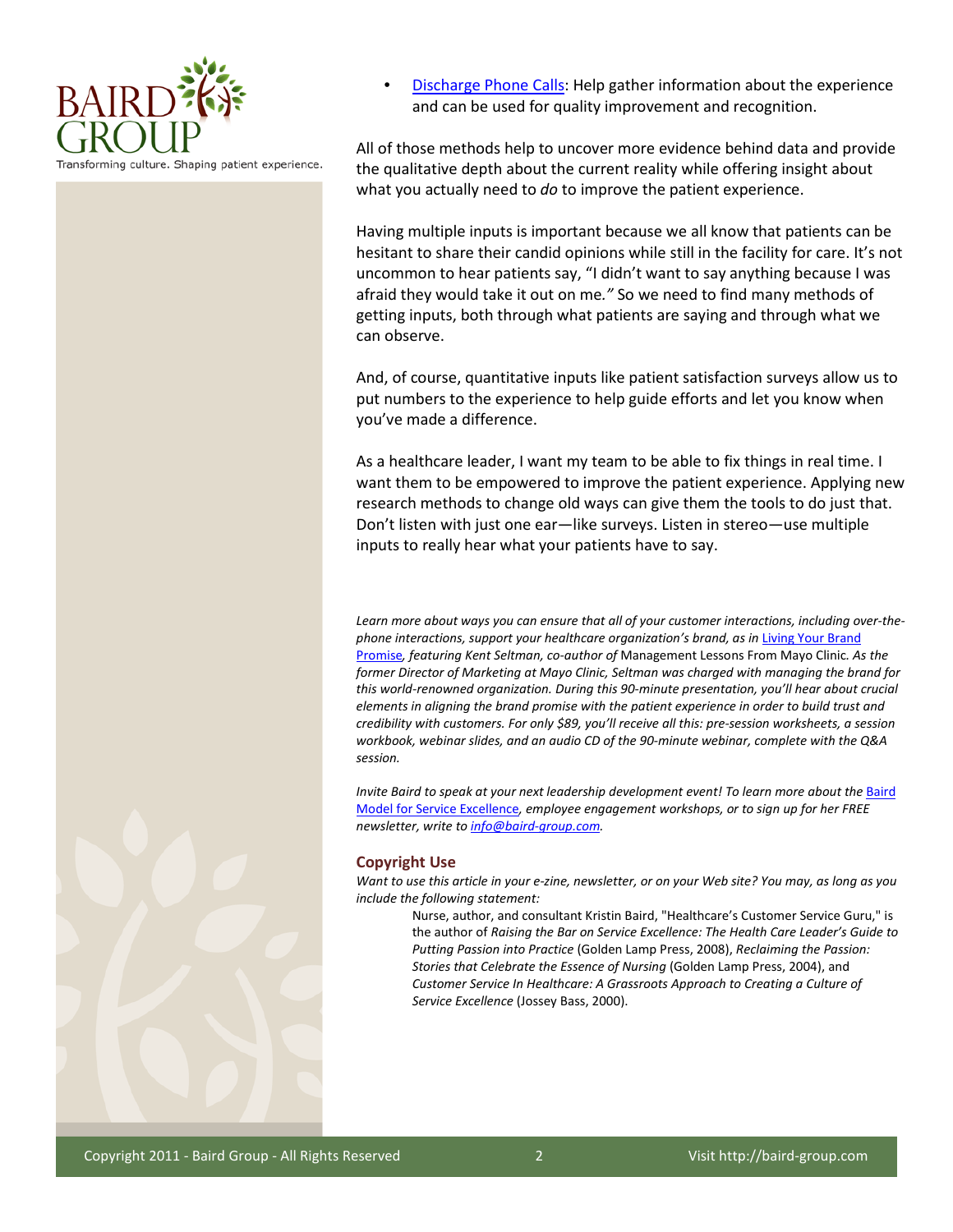- Discharge Phone Calls: Help gather information about the experience and can be used for quality improvement and recognition.

All of those methods help to uncover more evidence behind data and provide the qualitative depth about the current reality while offering insight about what you actually need to *do* to improve the patient experience.

Having multiple inputs is important because we all know that patients can be hesitant to share their candid opinions while still in the facility for care. It's not uncommon to hear patients say, "I didn't want to say anything because I was afraid they would take it out on me." So we need to find many methods of getting inputs, both through what patients are saying and through what we can observe.

And, of course, quantitative inputs like patient satisfaction surveys allow us to put numbers to the experience to help guide efforts and let you know when you've made a difference.

As a healthcare leader, I want my team to be able to fix things in real time. I want them to be empowered to improve the patient experience. Applying new research methods to change old ways can give them the tools to do just that. Don't listen with just one ear—like surveys. Listen in stereo—use multiple inputs to really hear what your patients have to say.

*Learn more about ways you can ensure that all of your customer interactions, including over-the-phone interactions, support your healthcare organization's brand, as in* Living Your Brand Promise, *featuring Kent Seltman, co-author of* Management Lessons From Mayo Clinic. *As the former Director of Marketing at Mayo Clinic, Seltman was charged with managing the brand for this world-renowned organization. During this 90-minute presentation, you'll hear about crucial elements in aligning the brand promise with the patient experience in order to build trust and credibility with customers. For only $89, you'll receive all this: pre-session worksheets, a session workbook, webinar slides, and an audio CD of the 90-minute webinar, complete with the Q&A session.*

*Invite Baird to speak at your next leadership development event! To learn more about the* Baird Model for Service Excellence*, employee engagement workshops, or to sign up for her FREE newsletter, write to info@baird-group.com.*

## Copyright Use

*Want to use this article in your e-zine, newsletter, or on your Web site? You may, as long as you include the following statement:*

> Nurse, author, and consultant Kristin Baird, "Healthcare's Customer Service Guru," is the author of *Raising the Bar on Service Excellence: The Health Care Leader's Guide to Putting Passion into Practice* (Golden Lamp Press, 2008), *Reclaiming the Passion: Stories that Celebrate the Essence of Nursing* (Golden Lamp Press, 2004), and *Customer Service In Healthcare: A Grassroots Approach to Creating a Culture of Service Excellence* (Jossey Bass, 2000).